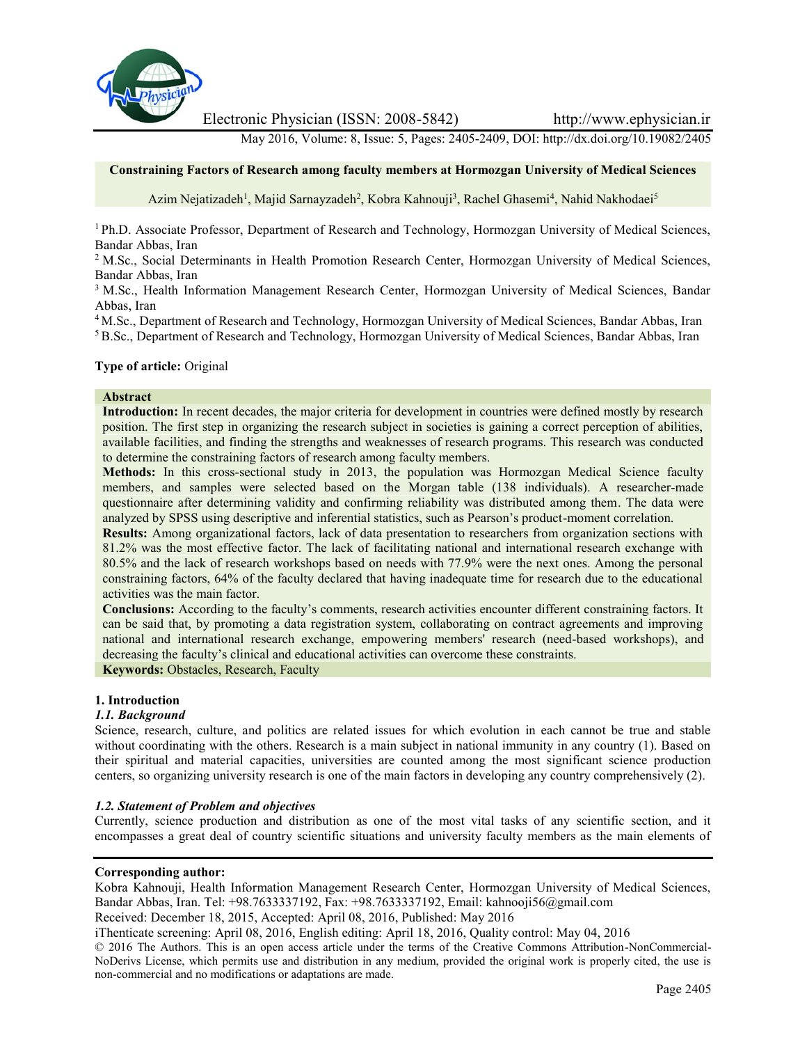# Constraining Factors of Research among faculty members at Hormozgan University of Medical Sciences

Azim Nejatizadeh[1], Majid Sarnayzadeh[2], Kobra Kahnouji[3], Rachel Ghasemi[4], Nahid Nakhodaei[5]

[1] Ph.D. Associate Professor, Department of Research and Technology, Hormozgan University of Medical Sciences, Bandar Abbas, Iran

[2] M.Sc., Social Determinants in Health Promotion Research Center, Hormozgan University of Medical Sciences, Bandar Abbas, Iran

[3] M.Sc., Health Information Management Research Center, Hormozgan University of Medical Sciences, Bandar Abbas, Iran

[4] M.Sc., Department of Research and Technology, Hormozgan University of Medical Sciences, Bandar Abbas, Iran

[5] B.Sc., Department of Research and Technology, Hormozgan University of Medical Sciences, Bandar Abbas, Iran

**Type of article:** Original

**Abstract**

**Introduction:** In recent decades, the major criteria for development in countries were defined mostly by research position. The first step in organizing the research subject in societies is gaining a correct perception of abilities, available facilities, and finding the strengths and weaknesses of research programs. This research was conducted to determine the constraining factors of research among faculty members.

**Methods:** In this cross-sectional study in 2013, the population was Hormozgan Medical Science faculty members, and samples were selected based on the Morgan table (138 individuals). A researcher-made questionnaire after determining validity and confirming reliability was distributed among them. The data were analyzed by SPSS using descriptive and inferential statistics, such as Pearson's product-moment correlation.

**Results:** Among organizational factors, lack of data presentation to researchers from organization sections with 81.2% was the most effective factor. The lack of facilitating national and international research exchange with 80.5% and the lack of research workshops based on needs with 77.9% were the next ones. Among the personal constraining factors, 64% of the faculty declared that having inadequate time for research due to the educational activities was the main factor.

**Conclusions:** According to the faculty's comments, research activities encounter different constraining factors. It can be said that, by promoting a data registration system, collaborating on contract agreements and improving national and international research exchange, empowering members' research (need-based workshops), and decreasing the faculty's clinical and educational activities can overcome these constraints.

**Keywords:** Obstacles, Research, Faculty

## 1. Introduction

### *1.1. Background*

Science, research, culture, and politics are related issues for which evolution in each cannot be true and stable without coordinating with the others. Research is a main subject in national immunity in any country (1). Based on their spiritual and material capacities, universities are counted among the most significant science production centers, so organizing university research is one of the main factors in developing any country comprehensively (2).

### *1.2. Statement of Problem and objectives*

Currently, science production and distribution as one of the most vital tasks of any scientific section, and it encompasses a great deal of country scientific situations and university faculty members as the main elements of

**Corresponding author:**

Kobra Kahnouji, Health Information Management Research Center, Hormozgan University of Medical Sciences, Bandar Abbas, Iran. Tel: +98.7633337192, Fax: +98.7633337192, Email: kahnooji56@gmail.com

Received: December 18, 2015, Accepted: April 08, 2016, Published: May 2016

iThenticate screening: April 08, 2016, English editing: April 18, 2016, Quality control: May 04, 2016

© 2016 The Authors. This is an open access article under the terms of the Creative Commons Attribution-NonCommercial-NoDerivs License, which permits use and distribution in any medium, provided the original work is properly cited, the use is non-commercial and no modifications or adaptations are made.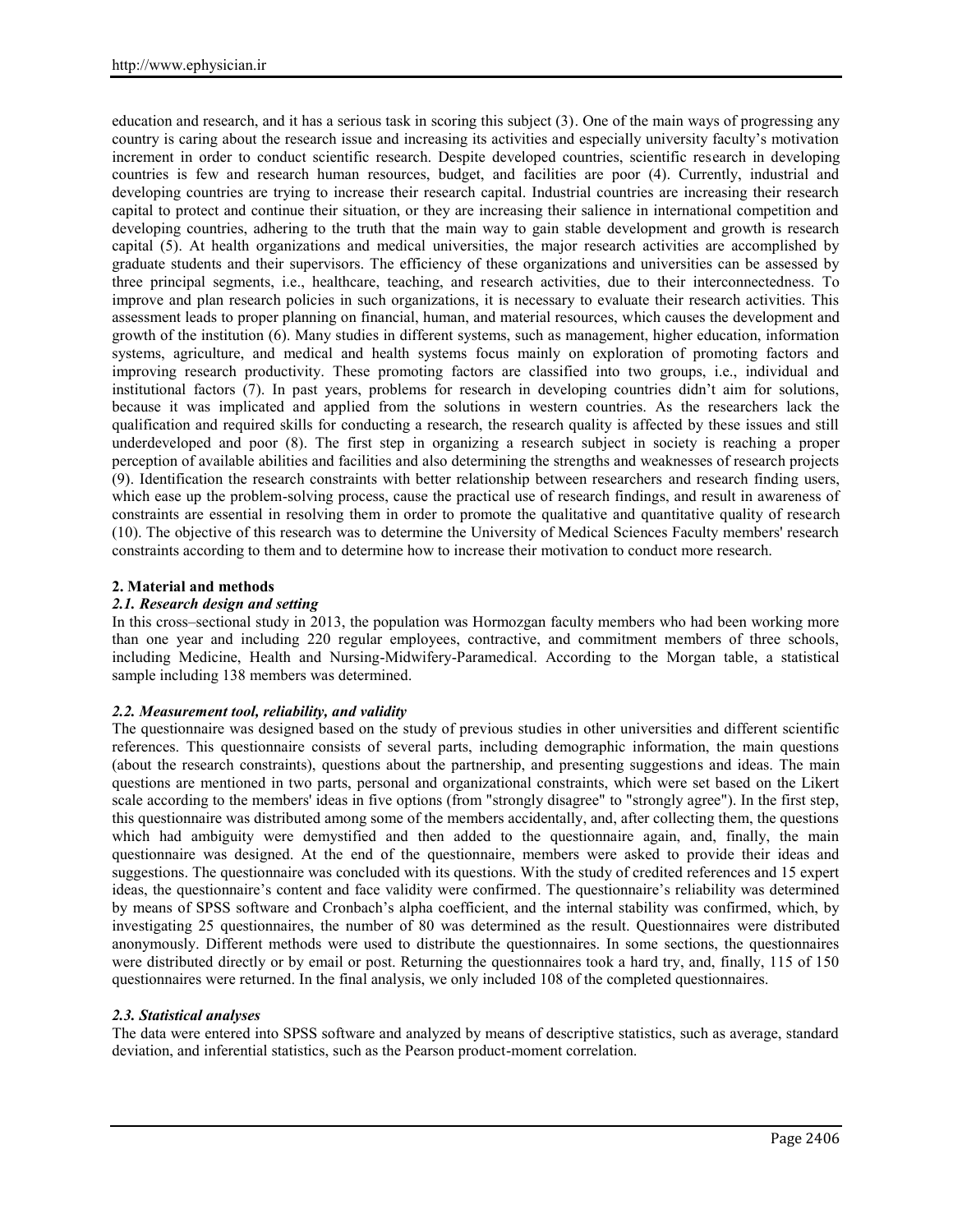education and research, and it has a serious task in scoring this subject (3). One of the main ways of progressing any country is caring about the research issue and increasing its activities and especially university faculty's motivation increment in order to conduct scientific research. Despite developed countries, scientific research in developing countries is few and research human resources, budget, and facilities are poor (4). Currently, industrial and developing countries are trying to increase their research capital. Industrial countries are increasing their research capital to protect and continue their situation, or they are increasing their salience in international competition and developing countries, adhering to the truth that the main way to gain stable development and growth is research capital (5). At health organizations and medical universities, the major research activities are accomplished by graduate students and their supervisors. The efficiency of these organizations and universities can be assessed by three principal segments, i.e., healthcare, teaching, and research activities, due to their interconnectedness. To improve and plan research policies in such organizations, it is necessary to evaluate their research activities. This assessment leads to proper planning on financial, human, and material resources, which causes the development and growth of the institution (6). Many studies in different systems, such as management, higher education, information systems, agriculture, and medical and health systems focus mainly on exploration of promoting factors and improving research productivity. These promoting factors are classified into two groups, i.e., individual and institutional factors (7). In past years, problems for research in developing countries didn't aim for solutions, because it was implicated and applied from the solutions in western countries. As the researchers lack the qualification and required skills for conducting a research, the research quality is affected by these issues and still underdeveloped and poor (8). The first step in organizing a research subject in society is reaching a proper perception of available abilities and facilities and also determining the strengths and weaknesses of research projects (9). Identification the research constraints with better relationship between researchers and research finding users, which ease up the problem-solving process, cause the practical use of research findings, and result in awareness of constraints are essential in resolving them in order to promote the qualitative and quantitative quality of research (10). The objective of this research was to determine the University of Medical Sciences Faculty members' research constraints according to them and to determine how to increase their motivation to conduct more research.

## 2. Material and methods

### *2.1. Research design and setting*

In this cross–sectional study in 2013, the population was Hormozgan faculty members who had been working more than one year and including 220 regular employees, contractive, and commitment members of three schools, including Medicine, Health and Nursing-Midwifery-Paramedical. According to the Morgan table, a statistical sample including 138 members was determined.

### *2.2. Measurement tool, reliability, and validity*

The questionnaire was designed based on the study of previous studies in other universities and different scientific references. This questionnaire consists of several parts, including demographic information, the main questions (about the research constraints), questions about the partnership, and presenting suggestions and ideas. The main questions are mentioned in two parts, personal and organizational constraints, which were set based on the Likert scale according to the members' ideas in five options (from "strongly disagree" to "strongly agree"). In the first step, this questionnaire was distributed among some of the members accidentally, and, after collecting them, the questions which had ambiguity were demystified and then added to the questionnaire again, and, finally, the main questionnaire was designed. At the end of the questionnaire, members were asked to provide their ideas and suggestions. The questionnaire was concluded with its questions. With the study of credited references and 15 expert ideas, the questionnaire's content and face validity were confirmed. The questionnaire's reliability was determined by means of SPSS software and Cronbach's alpha coefficient, and the internal stability was confirmed, which, by investigating 25 questionnaires, the number of 80 was determined as the result. Questionnaires were distributed anonymously. Different methods were used to distribute the questionnaires. In some sections, the questionnaires were distributed directly or by email or post. Returning the questionnaires took a hard try, and, finally, 115 of 150 questionnaires were returned. In the final analysis, we only included 108 of the completed questionnaires.

### *2.3. Statistical analyses*

The data were entered into SPSS software and analyzed by means of descriptive statistics, such as average, standard deviation, and inferential statistics, such as the Pearson product-moment correlation.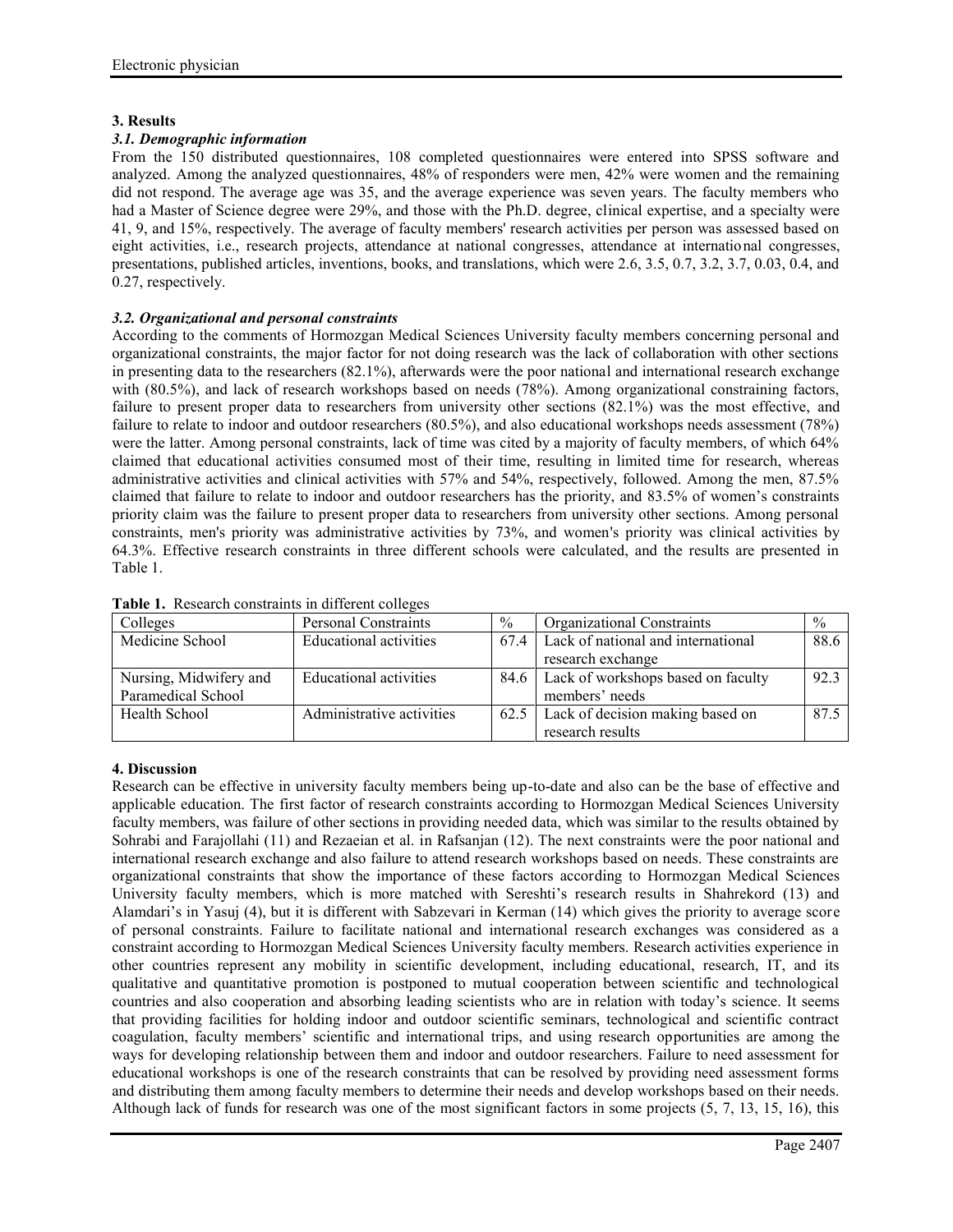## 3. Results

### *3.1. Demographic information*

From the 150 distributed questionnaires, 108 completed questionnaires were entered into SPSS software and analyzed. Among the analyzed questionnaires, 48% of responders were men, 42% were women and the remaining did not respond. The average age was 35, and the average experience was seven years. The faculty members who had a Master of Science degree were 29%, and those with the Ph.D. degree, clinical expertise, and a specialty were 41, 9, and 15%, respectively. The average of faculty members' research activities per person was assessed based on eight activities, i.e., research projects, attendance at national congresses, attendance at international congresses, presentations, published articles, inventions, books, and translations, which were 2.6, 3.5, 0.7, 3.2, 3.7, 0.03, 0.4, and 0.27, respectively.

### *3.2. Organizational and personal constraints*

According to the comments of Hormozgan Medical Sciences University faculty members concerning personal and organizational constraints, the major factor for not doing research was the lack of collaboration with other sections in presenting data to the researchers (82.1%), afterwards were the poor national and international research exchange with (80.5%), and lack of research workshops based on needs (78%). Among organizational constraining factors, failure to present proper data to researchers from university other sections (82.1%) was the most effective, and failure to relate to indoor and outdoor researchers (80.5%), and also educational workshops needs assessment (78%) were the latter. Among personal constraints, lack of time was cited by a majority of faculty members, of which 64% claimed that educational activities consumed most of their time, resulting in limited time for research, whereas administrative activities and clinical activities with 57% and 54%, respectively, followed. Among the men, 87.5% claimed that failure to relate to indoor and outdoor researchers has the priority, and 83.5% of women's constraints priority claim was the failure to present proper data to researchers from university other sections. Among personal constraints, men's priority was administrative activities by 73%, and women's priority was clinical activities by 64.3%. Effective research constraints in three different schools were calculated, and the results are presented in Table 1.

**Table 1.** Research constraints in different colleges

| Colleges | Personal Constraints | % | Organizational Constraints | % |
|---|---|---|---|---|
| Medicine School | Educational activities | 67.4 | Lack of national and international research exchange | 88.6 |
| Nursing, Midwifery and Paramedical School | Educational activities | 84.6 | Lack of workshops based on faculty members' needs | 92.3 |
| Health School | Administrative activities | 62.5 | Lack of decision making based on research results | 87.5 |

## 4. Discussion

Research can be effective in university faculty members being up-to-date and also can be the base of effective and applicable education. The first factor of research constraints according to Hormozgan Medical Sciences University faculty members, was failure of other sections in providing needed data, which was similar to the results obtained by Sohrabi and Farajollahi (11) and Rezaeian et al. in Rafsanjan (12). The next constraints were the poor national and international research exchange and also failure to attend research workshops based on needs. These constraints are organizational constraints that show the importance of these factors according to Hormozgan Medical Sciences University faculty members, which is more matched with Sereshti's research results in Shahrekord (13) and Alamdari's in Yasuj (4), but it is different with Sabzevari in Kerman (14) which gives the priority to average score of personal constraints. Failure to facilitate national and international research exchanges was considered as a constraint according to Hormozgan Medical Sciences University faculty members. Research activities experience in other countries represent any mobility in scientific development, including educational, research, IT, and its qualitative and quantitative promotion is postponed to mutual cooperation between scientific and technological countries and also cooperation and absorbing leading scientists who are in relation with today's science. It seems that providing facilities for holding indoor and outdoor scientific seminars, technological and scientific contract coagulation, faculty members' scientific and international trips, and using research opportunities are among the ways for developing relationship between them and indoor and outdoor researchers. Failure to need assessment for educational workshops is one of the research constraints that can be resolved by providing need assessment forms and distributing them among faculty members to determine their needs and develop workshops based on their needs. Although lack of funds for research was one of the most significant factors in some projects (5, 7, 13, 15, 16), this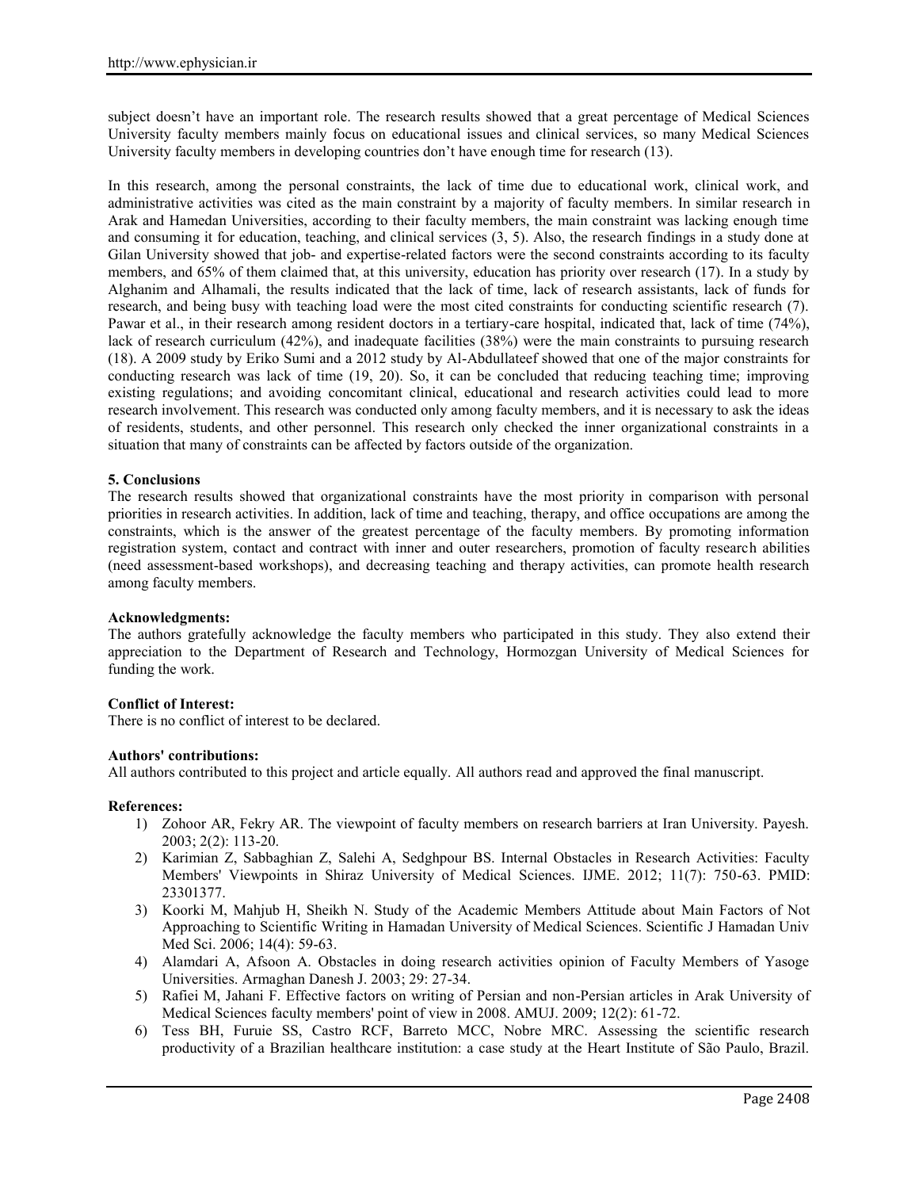subject doesn't have an important role. The research results showed that a great percentage of Medical Sciences University faculty members mainly focus on educational issues and clinical services, so many Medical Sciences University faculty members in developing countries don't have enough time for research (13).

In this research, among the personal constraints, the lack of time due to educational work, clinical work, and administrative activities was cited as the main constraint by a majority of faculty members. In similar research in Arak and Hamedan Universities, according to their faculty members, the main constraint was lacking enough time and consuming it for education, teaching, and clinical services (3, 5). Also, the research findings in a study done at Gilan University showed that job- and expertise-related factors were the second constraints according to its faculty members, and 65% of them claimed that, at this university, education has priority over research (17). In a study by Alghanim and Alhamali, the results indicated that the lack of time, lack of research assistants, lack of funds for research, and being busy with teaching load were the most cited constraints for conducting scientific research (7). Pawar et al., in their research among resident doctors in a tertiary-care hospital, indicated that, lack of time (74%), lack of research curriculum (42%), and inadequate facilities (38%) were the main constraints to pursuing research (18). A 2009 study by Eriko Sumi and a 2012 study by Al-Abdullateef showed that one of the major constraints for conducting research was lack of time (19, 20). So, it can be concluded that reducing teaching time; improving existing regulations; and avoiding concomitant clinical, educational and research activities could lead to more research involvement. This research was conducted only among faculty members, and it is necessary to ask the ideas of residents, students, and other personnel. This research only checked the inner organizational constraints in a situation that many of constraints can be affected by factors outside of the organization.

### 5. Conclusions

The research results showed that organizational constraints have the most priority in comparison with personal priorities in research activities. In addition, lack of time and teaching, therapy, and office occupations are among the constraints, which is the answer of the greatest percentage of the faculty members. By promoting information registration system, contact and contract with inner and outer researchers, promotion of faculty research abilities (need assessment-based workshops), and decreasing teaching and therapy activities, can promote health research among faculty members.

**Acknowledgments:**

The authors gratefully acknowledge the faculty members who participated in this study. They also extend their appreciation to the Department of Research and Technology, Hormozgan University of Medical Sciences for funding the work.

**Conflict of Interest:**

There is no conflict of interest to be declared.

**Authors' contributions:**

All authors contributed to this project and article equally. All authors read and approved the final manuscript.

**References:**

1) Zohoor AR, Fekry AR. The viewpoint of faculty members on research barriers at Iran University. Payesh. 2003; 2(2): 113-20.
2) Karimian Z, Sabbaghian Z, Salehi A, Sedghpour BS. Internal Obstacles in Research Activities: Faculty Members' Viewpoints in Shiraz University of Medical Sciences. IJME. 2012; 11(7): 750-63. PMID: 23301377.
3) Koorki M, Mahjub H, Sheikh N. Study of the Academic Members Attitude about Main Factors of Not Approaching to Scientific Writing in Hamadan University of Medical Sciences. Scientific J Hamadan Univ Med Sci. 2006; 14(4): 59-63.
4) Alamdari A, Afsoon A. Obstacles in doing research activities opinion of Faculty Members of Yasoge Universities. Armaghan Danesh J. 2003; 29: 27-34.
5) Rafiei M, Jahani F. Effective factors on writing of Persian and non-Persian articles in Arak University of Medical Sciences faculty members' point of view in 2008. AMUJ. 2009; 12(2): 61-72.
6) Tess BH, Furuie SS, Castro RCF, Barreto MCC, Nobre MRC. Assessing the scientific research productivity of a Brazilian healthcare institution: a case study at the Heart Institute of São Paulo, Brazil.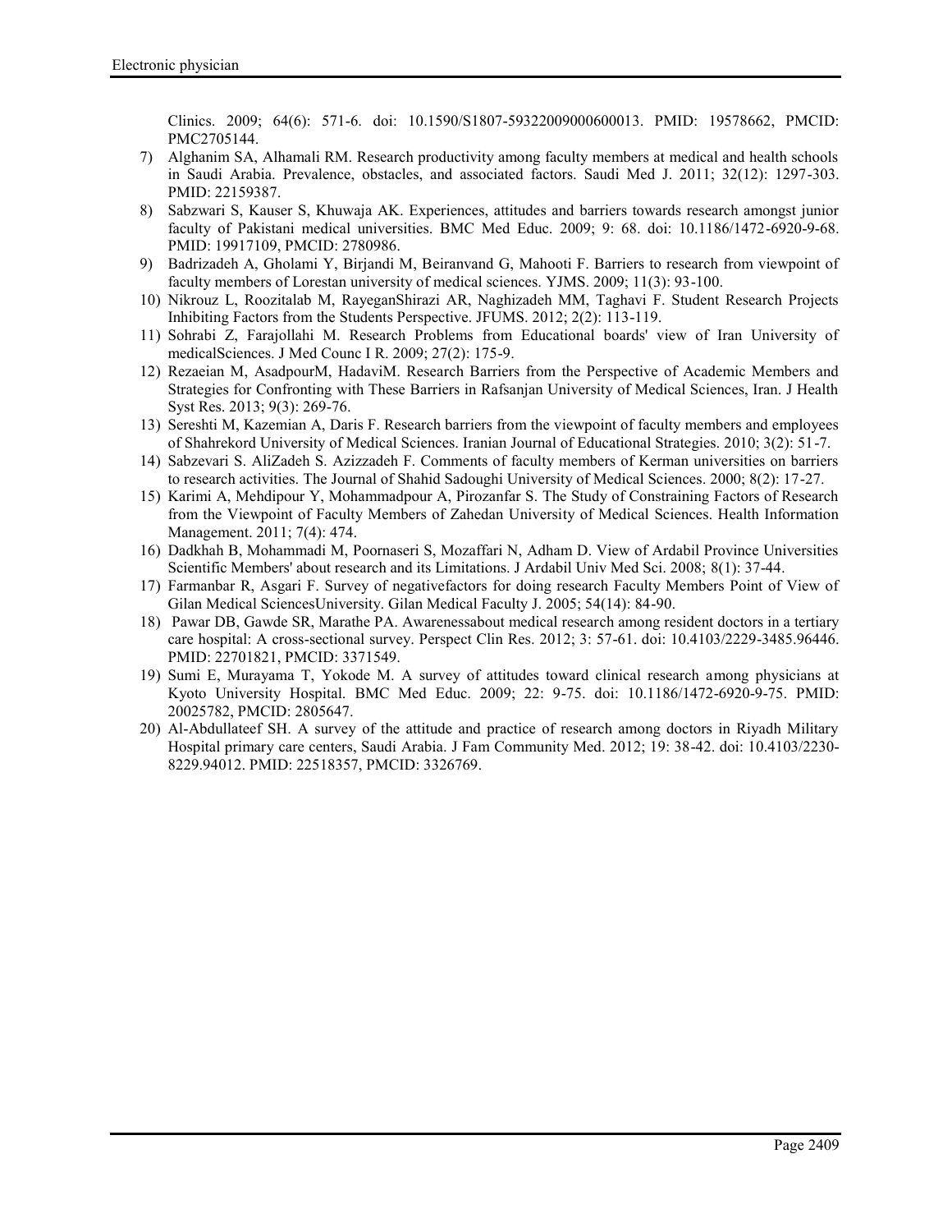Clinics. 2009; 64(6): 571-6. doi: 10.1590/S1807-59322009000600013. PMID: 19578662, PMCID: PMC2705144.

7) Alghanim SA, Alhamali RM. Research productivity among faculty members at medical and health schools in Saudi Arabia. Prevalence, obstacles, and associated factors. Saudi Med J. 2011; 32(12): 1297-303. PMID: 22159387.
8) Sabzwari S, Kauser S, Khuwaja AK. Experiences, attitudes and barriers towards research amongst junior faculty of Pakistani medical universities. BMC Med Educ. 2009; 9: 68. doi: 10.1186/1472-6920-9-68. PMID: 19917109, PMCID: 2780986.
9) Badrizadeh A, Gholami Y, Birjandi M, Beiranvand G, Mahooti F. Barriers to research from viewpoint of faculty members of Lorestan university of medical sciences. YJMS. 2009; 11(3): 93-100.
10) Nikrouz L, Roozitalab M, RayeganShirazi AR, Naghizadeh MM, Taghavi F. Student Research Projects Inhibiting Factors from the Students Perspective. JFUMS. 2012; 2(2): 113-119.
11) Sohrabi Z, Farajollahi M. Research Problems from Educational boards' view of Iran University of medicalSciences. J Med Counc I R. 2009; 27(2): 175-9.
12) Rezaeian M, AsadpourM, HadaviM. Research Barriers from the Perspective of Academic Members and Strategies for Confronting with These Barriers in Rafsanjan University of Medical Sciences, Iran. J Health Syst Res. 2013; 9(3): 269-76.
13) Sereshti M, Kazemian A, Daris F. Research barriers from the viewpoint of faculty members and employees of Shahrekord University of Medical Sciences. Iranian Journal of Educational Strategies. 2010; 3(2): 51-7.
14) Sabzevari S. AliZadeh S. Azizzadeh F. Comments of faculty members of Kerman universities on barriers to research activities. The Journal of Shahid Sadoughi University of Medical Sciences. 2000; 8(2): 17-27.
15) Karimi A, Mehdipour Y, Mohammadpour A, Pirozanfar S. The Study of Constraining Factors of Research from the Viewpoint of Faculty Members of Zahedan University of Medical Sciences. Health Information Management. 2011; 7(4): 474.
16) Dadkhah B, Mohammadi M, Poornaseri S, Mozaffari N, Adham D. View of Ardabil Province Universities Scientific Members' about research and its Limitations. J Ardabil Univ Med Sci. 2008; 8(1): 37-44.
17) Farmanbar R, Asgari F. Survey of negativefactors for doing research Faculty Members Point of View of Gilan Medical SciencesUniversity. Gilan Medical Faculty J. 2005; 54(14): 84-90.
18) Pawar DB, Gawde SR, Marathe PA. Awarenessabout medical research among resident doctors in a tertiary care hospital: A cross-sectional survey. Perspect Clin Res. 2012; 3: 57-61. doi: 10.4103/2229-3485.96446. PMID: 22701821, PMCID: 3371549.
19) Sumi E, Murayama T, Yokode M. A survey of attitudes toward clinical research among physicians at Kyoto University Hospital. BMC Med Educ. 2009; 22: 9-75. doi: 10.1186/1472-6920-9-75. PMID: 20025782, PMCID: 2805647.
20) Al-Abdullateef SH. A survey of the attitude and practice of research among doctors in Riyadh Military Hospital primary care centers, Saudi Arabia. J Fam Community Med. 2012; 19: 38-42. doi: 10.4103/2230-8229.94012. PMID: 22518357, PMCID: 3326769.